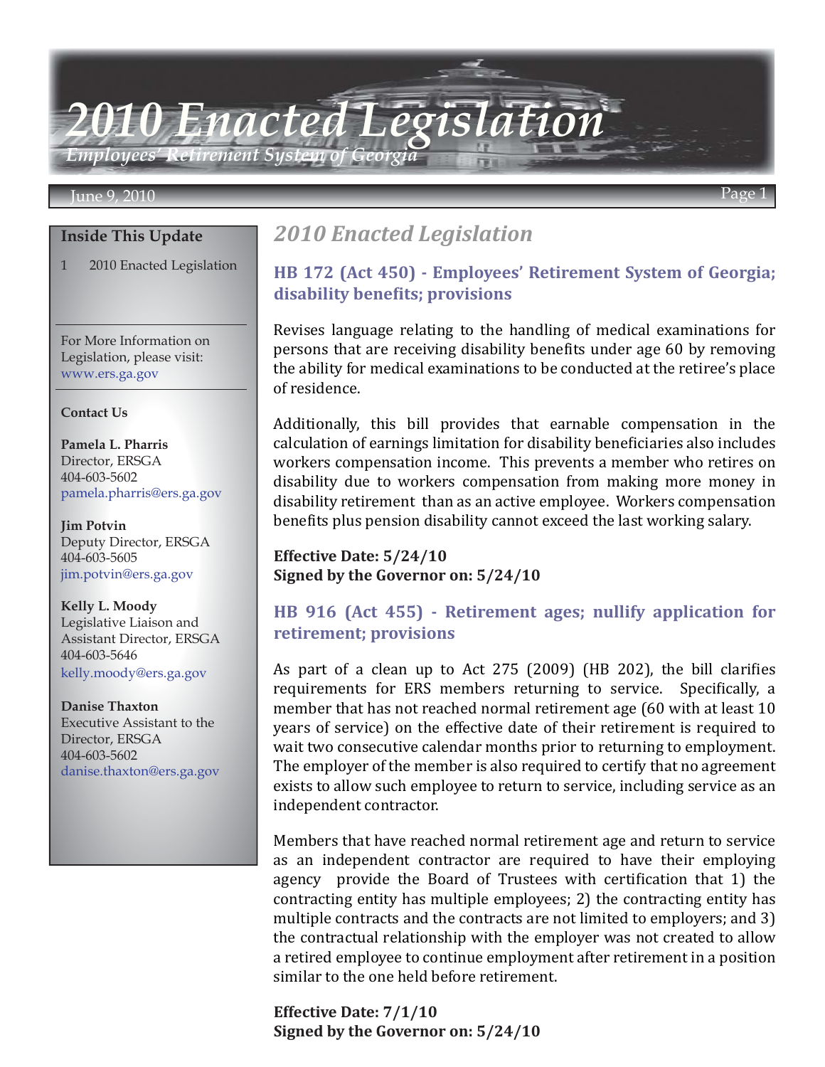// 2010 Enacted Legislation

*Employees' Retirement System of Georgia*

June 9, 2010

**Inside This Update**

1 2010 Enacted Legislation

For More Information on Legislation, please visit: www.ers.ga.gov

**Contact Us**

**Pamela L. Pharris**
Director, ERSGA
404-603-5602
pamela.pharris@ers.ga.gov

**Jim Potvin**
Deputy Director, ERSGA
404-603-5605
jim.potvin@ers.ga.gov

**Kelly L. Moody**
Legislative Liaison and Assistant Director, ERSGA
404-603-5646
kelly.moody@ers.ga.gov

**Danise Thaxton**
Executive Assistant to the Director, ERSGA
404-603-5602
danise.thaxton@ers.ga.gov

## 2010 Enacted Legislation

### HB 172 (Act 450) - Employees' Retirement System of Georgia; disability benefits; provisions

Revises language relating to the handling of medical examinations for persons that are receiving disability benefits under age 60 by removing the ability for medical examinations to be conducted at the retiree's place of residence.

Additionally, this bill provides that earnable compensation in the calculation of earnings limitation for disability beneficiaries also includes workers compensation income. This prevents a member who retires on disability due to workers compensation from making more money in disability retirement than as an active employee. Workers compensation benefits plus pension disability cannot exceed the last working salary.

**Effective Date: 5/24/10**
**Signed by the Governor on: 5/24/10**

### HB 916 (Act 455) - Retirement ages; nullify application for retirement; provisions

As part of a clean up to Act 275 (2009) (HB 202), the bill clarifies requirements for ERS members returning to service. Specifically, a member that has not reached normal retirement age (60 with at least 10 years of service) on the effective date of their retirement is required to wait two consecutive calendar months prior to returning to employment. The employer of the member is also required to certify that no agreement exists to allow such employee to return to service, including service as an independent contractor.

Members that have reached normal retirement age and return to service as an independent contractor are required to have their employing agency provide the Board of Trustees with certification that 1) the contracting entity has multiple employees; 2) the contracting entity has multiple contracts and the contracts are not limited to employers; and 3) the contractual relationship with the employer was not created to allow a retired employee to continue employment after retirement in a position similar to the one held before retirement.

**Effective Date: 7/1/10**
**Signed by the Governor on: 5/24/10**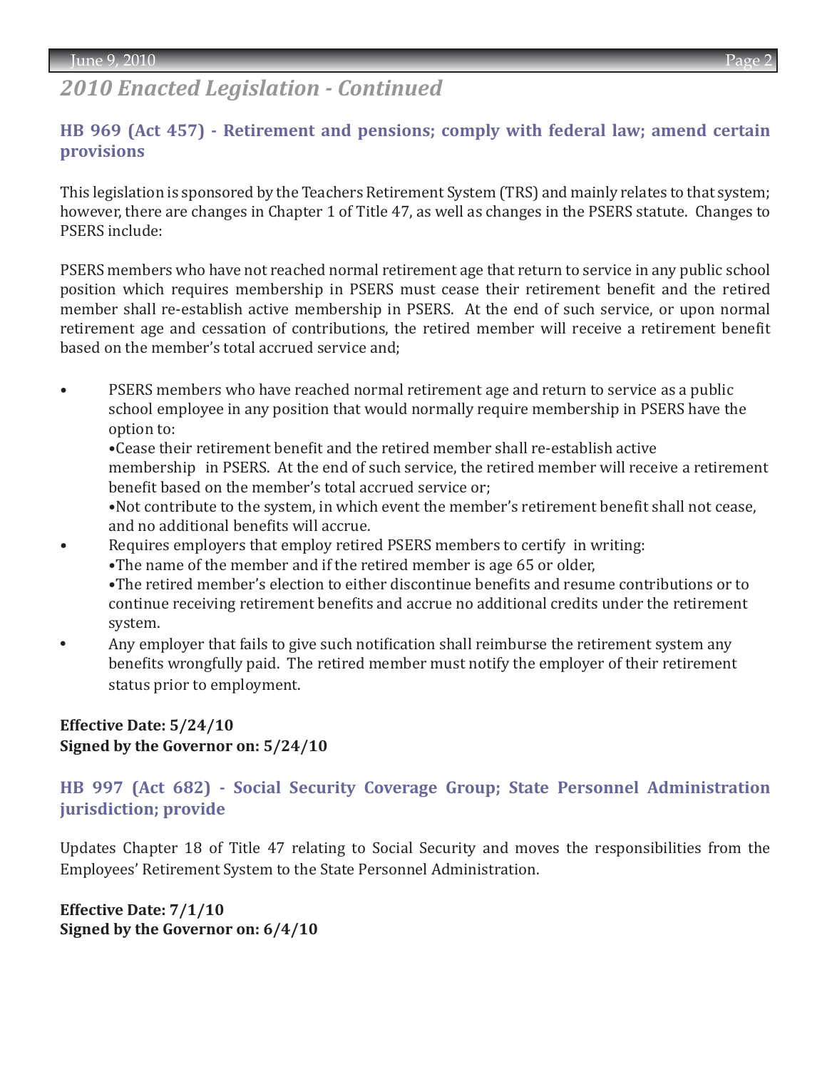## *2010 Enacted Legislation - Continued*

### HB 969 (Act 457) - Retirement and pensions; comply with federal law; amend certain provisions

This legislation is sponsored by the Teachers Retirement System (TRS) and mainly relates to that system; however, there are changes in Chapter 1 of Title 47, as well as changes in the PSERS statute. Changes to PSERS include:

PSERS members who have not reached normal retirement age that return to service in any public school position which requires membership in PSERS must cease their retirement benefit and the retired member shall re-establish active membership in PSERS. At the end of such service, or upon normal retirement age and cessation of contributions, the retired member will receive a retirement benefit based on the member's total accrued service and;

- PSERS members who have reached normal retirement age and return to service as a public school employee in any position that would normally require membership in PSERS have the option to:
  - Cease their retirement benefit and the retired member shall re-establish active membership in PSERS. At the end of such service, the retired member will receive a retirement benefit based on the member's total accrued service or;
  - Not contribute to the system, in which event the member's retirement benefit shall not cease, and no additional benefits will accrue.
- Requires employers that employ retired PSERS members to certify in writing:
  - The name of the member and if the retired member is age 65 or older,
  - The retired member's election to either discontinue benefits and resume contributions or to continue receiving retirement benefits and accrue no additional credits under the retirement system.
- Any employer that fails to give such notification shall reimburse the retirement system any benefits wrongfully paid. The retired member must notify the employer of their retirement status prior to employment.

**Effective Date: 5/24/10**
**Signed by the Governor on: 5/24/10**

### HB 997 (Act 682) - Social Security Coverage Group; State Personnel Administration jurisdiction; provide

Updates Chapter 18 of Title 47 relating to Social Security and moves the responsibilities from the Employees' Retirement System to the State Personnel Administration.

**Effective Date: 7/1/10**
**Signed by the Governor on: 6/4/10**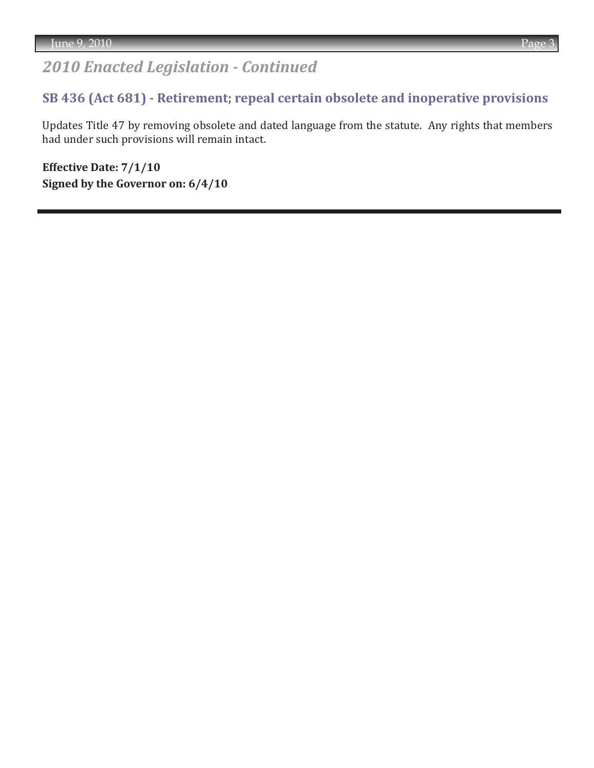## *2010 Enacted Legislation - Continued*

### SB 436 (Act 681) - Retirement; repeal certain obsolete and inoperative provisions

Updates Title 47 by removing obsolete and dated language from the statute. Any rights that members had under such provisions will remain intact.

**Effective Date: 7/1/10**
**Signed by the Governor on: 6/4/10**